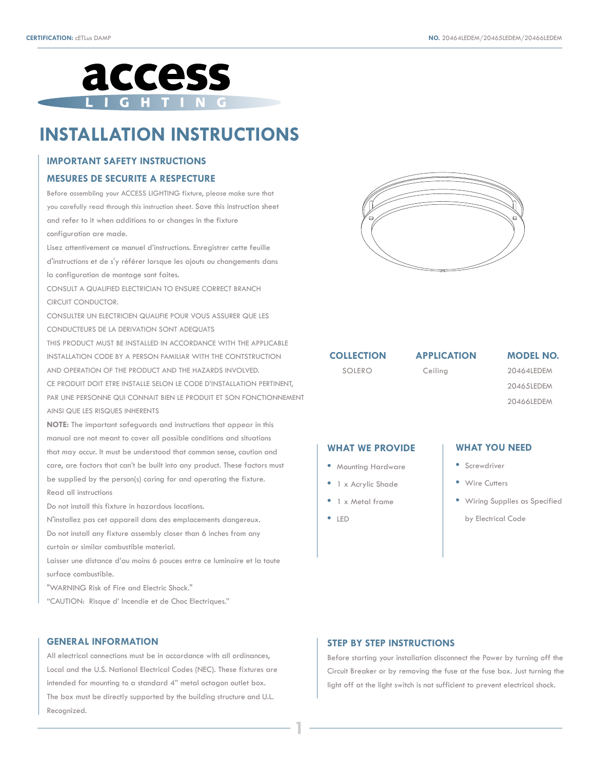**CERTIFICATION:** cETLus DAMP

**NO.** 20464LEDEM/20465LEDEM/20466LEDEM

access LIGHTING

# INSTALLATION INSTRUCTIONS

## IMPORTANT SAFETY INSTRUCTIONS

## MESURES DE SECURITE A RESPECTURE

Before assembling your ACCESS LIGHTING fixture, please make sure that you carefully read through this instruction sheet. Save this instruction sheet and refer to it when additions to or changes in the fixture configuration are made.

Lisez attentivement ce manuel d'instructions. Enregistrer cette feuille d'instructions et de s'y référer lorsque les ajouts ou changements dans la configuration de montage sont faites.

CONSULT A QUALIFIED ELECTRICIAN TO ENSURE CORRECT BRANCH CIRCUIT CONDUCTOR.

CONSULTER UN ELECTRICIEN QUALIFIE POUR VOUS ASSURER QUE LES CONDUCTEURS DE LA DERIVATION SONT ADEQUATS

THIS PRODUCT MUST BE INSTALLED IN ACCORDANCE WITH THE APPLICABLE INSTALLATION CODE BY A PERSON FAMILIAR WITH THE CONTSTRUCTION AND OPERATION OF THE PRODUCT AND THE HAZARDS INVOLVED.

CE PRODUIT DOIT ETRE INSTALLE SELON LE CODE D'INSTALLATION PERTINENT, PAR UNE PERSONNE QUI CONNAIT BIEN LE PRODUIT ET SON FONCTIONNEMENT AINSI QUE LES RISQUES INHERENTS

**NOTE:** The important safeguards and instructions that appear in this manual are not meant to cover all possible conditions and situations that may occur. It must be understood that common sense, caution and care, are factors that can't be built into any product. These factors must be supplied by the person(s) caring for and operating the fixture.

Read all instructions

Do not install this fixture in hazardous locations.

N'installez pas cet appareil dans des emplacements dangereux.

Do not install any fixture assembly closer than 6 inches from any curtain or similar combustible material.

Laisser une distance d'au moins 6 pouces entre ce luminaire et la toute surface combustible.

"WARNING Risk of Fire and Electric Shock."

"CAUTION: Risque d' Incendie et de Choc Electriques."

| COLLECTION | APPLICATION | MODEL NO. |
|---|---|---|
| SOLERO | Ceiling | 20464LEDEM |
| | | 20465LEDEM |
| | | 20466LEDEM |

## WHAT WE PROVIDE

- Mounting Hardware
- 1 x Acrylic Shade
- 1 x Metal frame
- LED

## WHAT YOU NEED

- Screwdriver
- Wire Cutters
- Wiring Supplies as Specified by Electrical Code

## GENERAL INFORMATION

All electrical connections must be in accordance with all ordinances, Local and the U.S. National Electrical Codes (NEC). These fixtures are intended for mounting to a standard 4" metal octagon outlet box. The box must be directly supported by the building structure and U.L. Recognized.

## STEP BY STEP INSTRUCTIONS

Before starting your installation disconnect the Power by turning off the Circuit Breaker or by removing the fuse at the fuse box. Just turning the light off at the light switch is not sufficient to prevent electrical shock.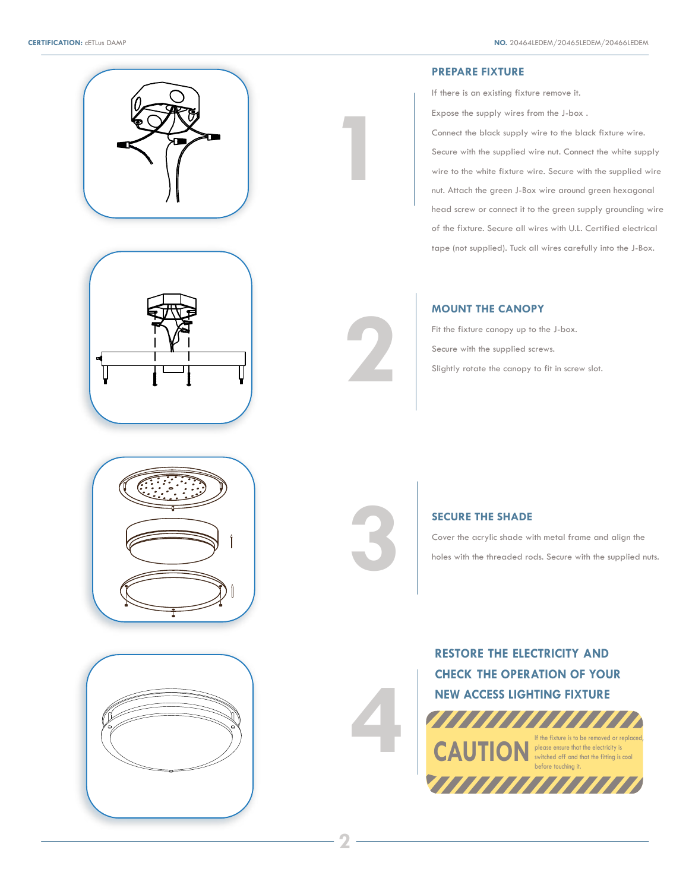**CERTIFICATION:** cETLus DAMP

**NO.** 20464LEDEM/20465LEDEM/20466LEDEM

1

## PREPARE FIXTURE

If there is an existing fixture remove it.

Expose the supply wires from the J-box .

Connect the black supply wire to the black fixture wire. Secure with the supplied wire nut. Connect the white supply wire to the white fixture wire. Secure with the supplied wire nut. Attach the green J-Box wire around green hexagonal head screw or connect it to the green supply grounding wire of the fixture. Secure all wires with U.L. Certified electrical tape (not supplied). Tuck all wires carefully into the J-Box.

2

## MOUNT THE CANOPY

Fit the fixture canopy up to the J-box.

Secure with the supplied screws.

Slightly rotate the canopy to fit in screw slot.

3

## SECURE THE SHADE

Cover the acrylic shade with metal frame and align the holes with the threaded rods. Secure with the supplied nuts.

4

## RESTORE THE ELECTRICITY AND CHECK THE OPERATION OF YOUR NEW ACCESS LIGHTING FIXTURE

**CAUTION**

If the fixture is to be removed or replaced, please ensure that the electricity is switched off and that the fitting is cool before touching it.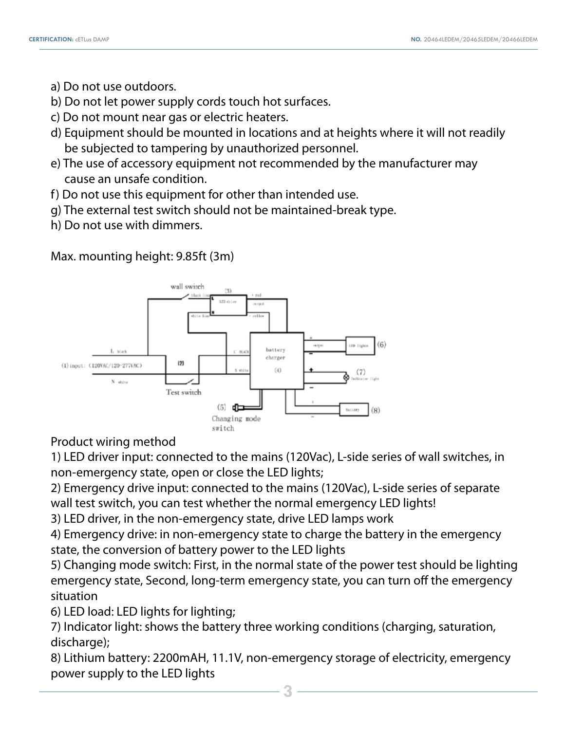a) Do not use outdoors.
b) Do not let power supply cords touch hot surfaces.
c) Do not mount near gas or electric heaters.
d) Equipment should be mounted in locations and at heights where it will not readily be subjected to tampering by unauthorized personnel.
e) The use of accessory equipment not recommended by the manufacturer may cause an unsafe condition.
f) Do not use this equipment for other than intended use.
g) The external test switch should not be maintained-break type.
h) Do not use with dimmers.

Max. mounting height: 9.85ft (3m)

wall switch (3) LED driver + red output - yellow black line white line

L black (1) input: (120VAC/120-277VAC) N white (2) Test switch L' BLACK N white battery charger (4)

output LED lights (6) Indicator light (7) Battery (8)

(5) Changing mode switch

Product wiring method
1) LED driver input: connected to the mains (120Vac), L-side series of wall switches, in non-emergency state, open or close the LED lights;
2) Emergency drive input: connected to the mains (120Vac), L-side series of separate wall test switch, you can test whether the normal emergency LED lights!
3) LED driver, in the non-emergency state, drive LED lamps work
4) Emergency drive: in non-emergency state to charge the battery in the emergency state, the conversion of battery power to the LED lights
5) Changing mode switch: First, in the normal state of the power test should be lighting emergency state, Second, long-term emergency state, you can turn off the emergency situation
6) LED load: LED lights for lighting;
7) Indicator light: shows the battery three working conditions (charging, saturation, discharge);
8) Lithium battery: 2200mAH, 11.1V, non-emergency storage of electricity, emergency power supply to the LED lights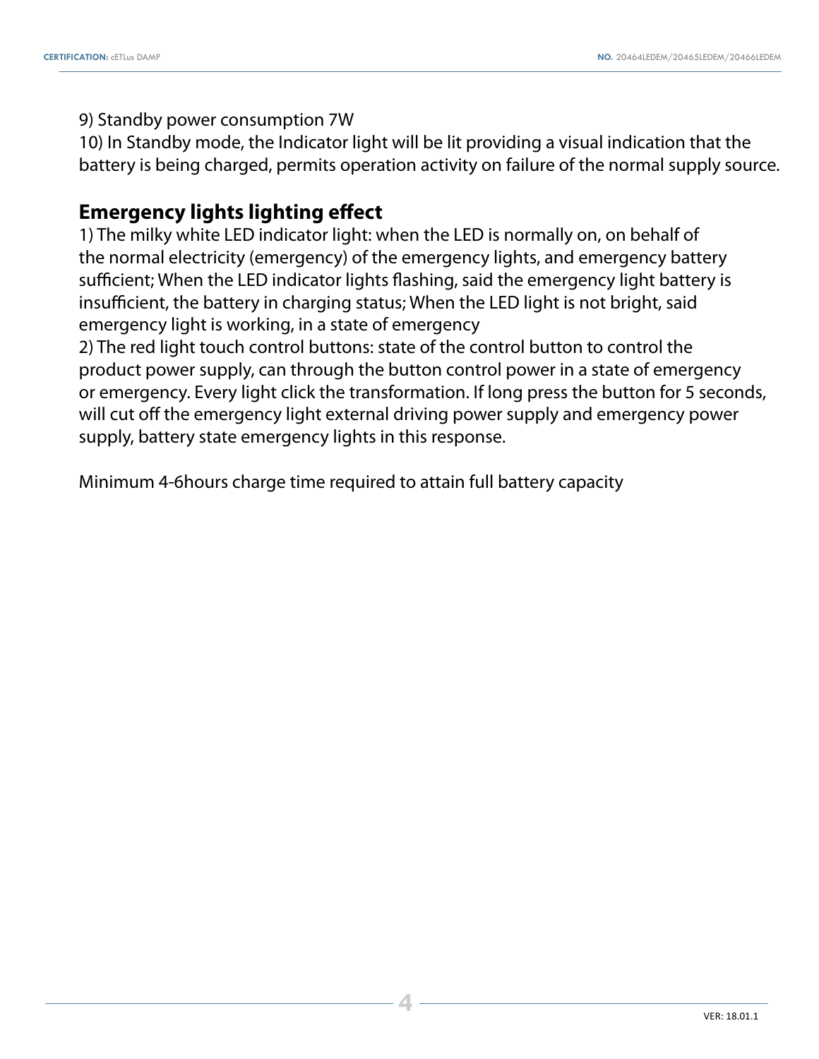9) Standby power consumption 7W

10) In Standby mode, the Indicator light will be lit providing a visual indication that the battery is being charged, permits operation activity on failure of the normal supply source.

## Emergency lights lighting effect

1) The milky white LED indicator light: when the LED is normally on, on behalf of the normal electricity (emergency) of the emergency lights, and emergency battery sufficient; When the LED indicator lights flashing, said the emergency light battery is insufficient, the battery in charging status; When the LED light is not bright, said emergency light is working, in a state of emergency

2) The red light touch control buttons: state of the control button to control the product power supply, can through the button control power in a state of emergency or emergency. Every light click the transformation. If long press the button for 5 seconds, will cut off the emergency light external driving power supply and emergency power supply, battery state emergency lights in this response.

Minimum 4-6hours charge time required to attain full battery capacity